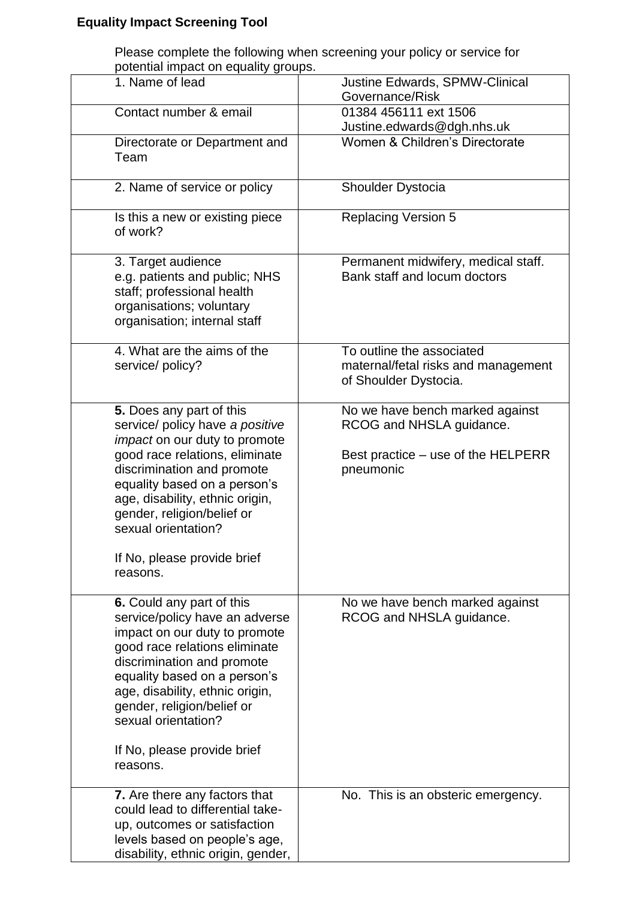**Equality Impact Screening Tool**

Please complete the following when screening your policy or service for potential impact on equality groups.

| | |
|---|---|
| 1. Name of lead | Justine Edwards, SPMW-Clinical Governance/Risk |
| Contact number & email | 01384 456111 ext 1506 Justine.edwards@dgh.nhs.uk |
| Directorate or Department and Team | Women & Children's Directorate |
| 2. Name of service or policy | Shoulder Dystocia |
| Is this a new or existing piece of work? | Replacing Version 5 |
| 3. Target audience e.g. patients and public; NHS staff; professional health organisations; voluntary organisation; internal staff | Permanent midwifery, medical staff. Bank staff and locum doctors |
| 4. What are the aims of the service/ policy? | To outline the associated maternal/fetal risks and management of Shoulder Dystocia. |
| **5.** Does any part of this service/ policy have *a positive impact* on our duty to promote good race relations, eliminate discrimination and promote equality based on a person's age, disability, ethnic origin, gender, religion/belief or sexual orientation?<br><br>If No, please provide brief reasons. | No we have bench marked against RCOG and NHSLA guidance.<br><br>Best practice – use of the HELPERR pneumonic |
| **6.** Could any part of this service/policy have an adverse impact on our duty to promote good race relations eliminate discrimination and promote equality based on a person's age, disability, ethnic origin, gender, religion/belief or sexual orientation?<br><br>If No, please provide brief reasons. | No we have bench marked against RCOG and NHSLA guidance. |
| **7.** Are there any factors that could lead to differential take-up, outcomes or satisfaction levels based on people's age, disability, ethnic origin, gender, | No. This is an obsteric emergency. |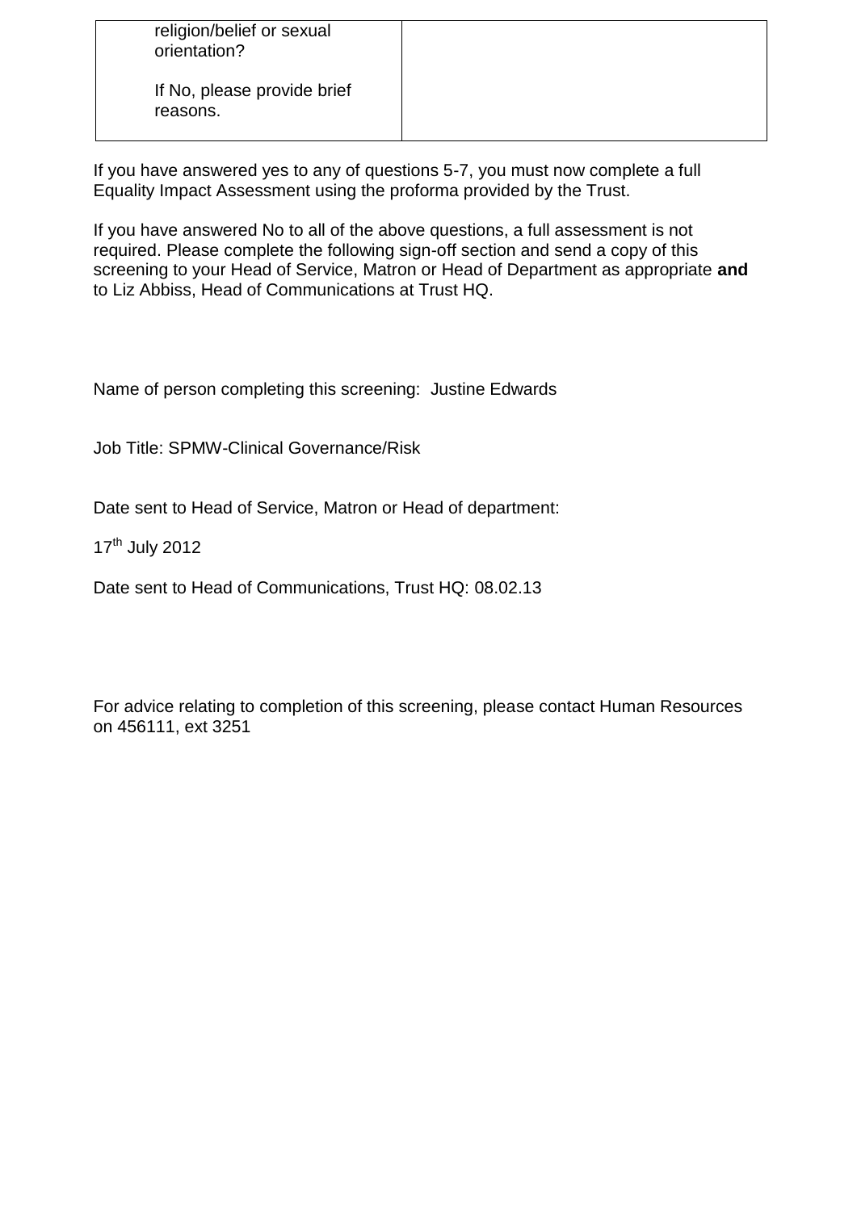| | |
|---|---|
| religion/belief or sexual orientation?<br><br>If No, please provide brief reasons. | |

If you have answered yes to any of questions 5-7, you must now complete a full Equality Impact Assessment using the proforma provided by the Trust.

If you have answered No to all of the above questions, a full assessment is not required. Please complete the following sign-off section and send a copy of this screening to your Head of Service, Matron or Head of Department as appropriate **and** to Liz Abbiss, Head of Communications at Trust HQ.

Name of person completing this screening: Justine Edwards

Job Title: SPMW-Clinical Governance/Risk

Date sent to Head of Service, Matron or Head of department:

17th July 2012

Date sent to Head of Communications, Trust HQ: 08.02.13

For advice relating to completion of this screening, please contact Human Resources on 456111, ext 3251